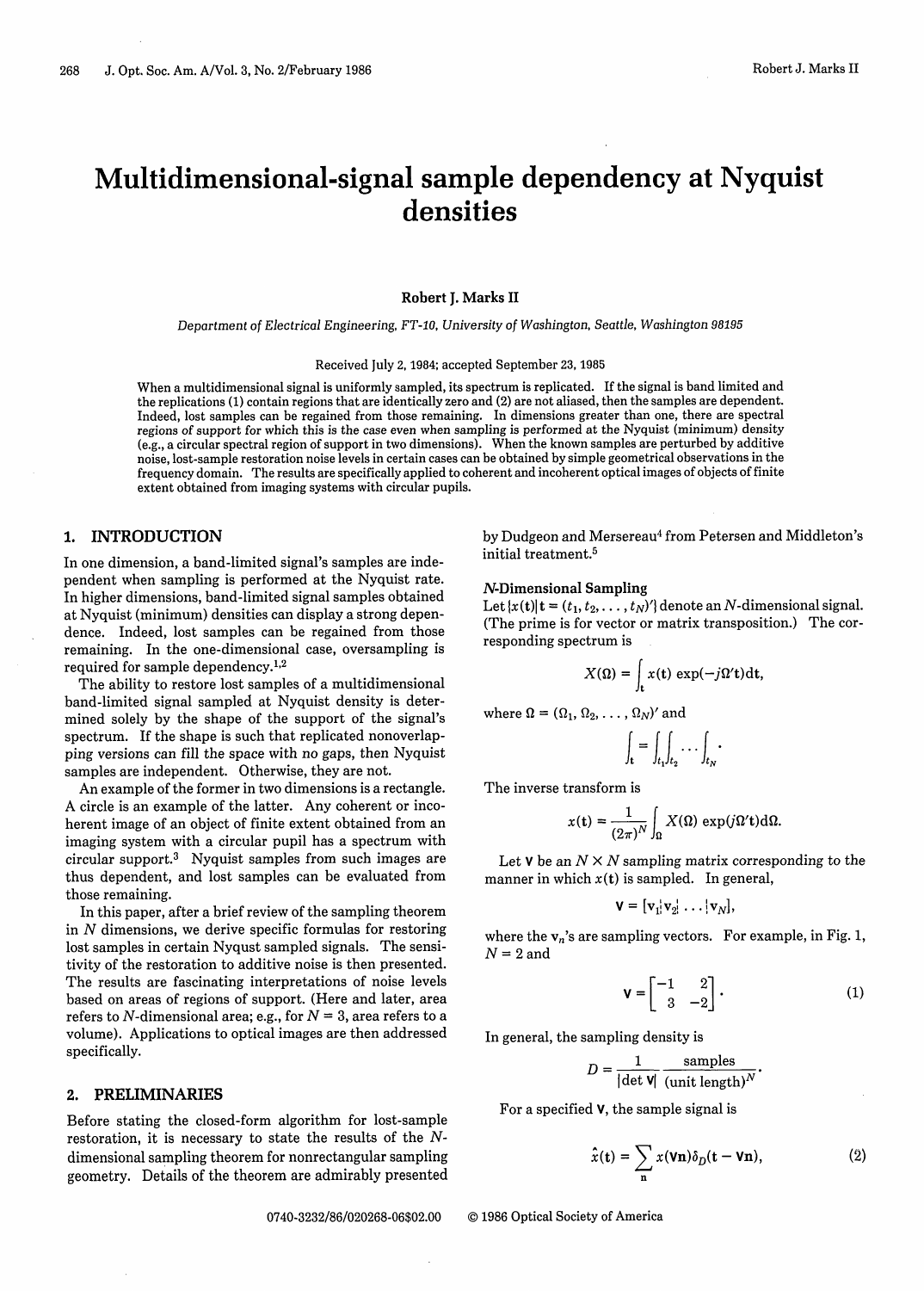# Multidimensional-signal sample dependency at Nyquist densities

**Robert J. Marks II**

*Department of Electrical Engineering, FT-10, University of Washington, Seattle, Washington 98195*

Received July 2, 1984; accepted September 23, 1985

When a multidimensional signal is uniformly sampled, its spectrum is replicated. If the signal is band limited and the replications (1) contain regions that are identically zero and (2) are not aliased, then the samples are dependent. Indeed, lost samples can be regained from those remaining. In dimensions greater than one, there are spectral regions of support for which this is the case even when sampling is performed at the Nyquist (minimum) density (e.g., a circular spectral region of support in two dimensions). When the known samples are perturbed by additive noise, lost-sample restoration noise levels in certain cases can be obtained by simple geometrical observations in the frequency domain. The results are specifically applied to coherent and incoherent optical images of objects of finite extent obtained from imaging systems with circular pupils.

## 1. INTRODUCTION

In one dimension, a band-limited signal's samples are independent when sampling is performed at the Nyquist rate. In higher dimensions, band-limited signal samples obtained at Nyquist (minimum) densities can display a strong dependence. Indeed, lost samples can be regained from those remaining. In the one-dimensional case, oversampling is required for sample dependency.[1,2]

The ability to restore lost samples of a multidimensional band-limited signal sampled at Nyquist density is determined solely by the shape of the support of the signal's spectrum. If the shape is such that replicated nonoverlapping versions can fill the space with *no* gaps, then Nyquist samples are independent. Otherwise, they are not.

An example of the former in two dimensions is a rectangle. A circle is an example of the latter. Any coherent or incoherent image of an object of finite extent obtained from an imaging system with a circular pupil has a spectrum with circular support.[3] Nyquist samples from such images are thus dependent, and lost samples can be evaluated from those remaining.

In this paper, after a brief review of the sampling theorem in $N$ dimensions, we derive specific formulas for restoring lost samples in certain Nyqust sampled signals. The sensitivity of the restoration to additive noise is then presented. The results are fascinating interpretations of noise levels based on areas of regions of support. (Here and later, area refers to $N$-dimensional area; e.g., for $N = 3$, area refers to a volume). Applications to optical images are then addressed specifically.

## 2. PRELIMINARIES

Before stating the closed-form algorithm for lost-sample restoration, it is necessary to state the results of the $N$-dimensional sampling theorem for nonrectangular sampling geometry. Details of the theorem are admirably presented by Dudgeon and Mersereau[4] from Petersen and Middleton's initial treatment.[5]

### N-Dimensional Sampling

Let $\{x(\mathbf{t})|\mathbf{t} = (t_1, t_2, \ldots, t_N)'\}$ denote an $N$-dimensional signal. (The prime is for vector or matrix transposition.) The corresponding spectrum is

$$X(\Omega) = \int_{\mathbf{t}} x(\mathbf{t}) \exp(-j\Omega'\mathbf{t})d\mathbf{t},$$

where $\Omega = (\Omega_1, \Omega_2, \ldots, \Omega_N)'$ and

$$\int_{\mathbf{t}} = \int_{t_1}\int_{t_2} \cdots \int_{t_N}.$$

The inverse transform is

$$x(\mathbf{t}) = \frac{1}{(2\pi)^N} \int_{\Omega} X(\Omega) \exp(j\Omega'\mathbf{t})d\Omega.$$

Let $\mathbf{V}$ be an $N \times N$ sampling matrix corresponding to the manner in which $x(\mathbf{t})$ is sampled. In general,

$$\mathbf{V} = [\mathbf{v}_1 \vdots \mathbf{v}_2 \vdots \ldots \vdots \mathbf{v}_N],$$

where the $\mathbf{v}_n$'s are sampling vectors. For example, in Fig. 1, $N = 2$ and

$$\mathbf{V} = \begin{bmatrix} -1 & 2 \\ 3 & -2 \end{bmatrix}. \tag{1}$$

In general, the sampling density is

$$D = \frac{1}{|\det \mathbf{V}|} \frac{\text{samples}}{(\text{unit length})^N}.$$

For a specified $\mathbf{V}$, the sample signal is

$$\hat{x}(\mathbf{t}) = \sum_{\mathbf{n}} x(\mathbf{V}\mathbf{n})\delta_D(\mathbf{t} - \mathbf{V}\mathbf{n}), \tag{2}$$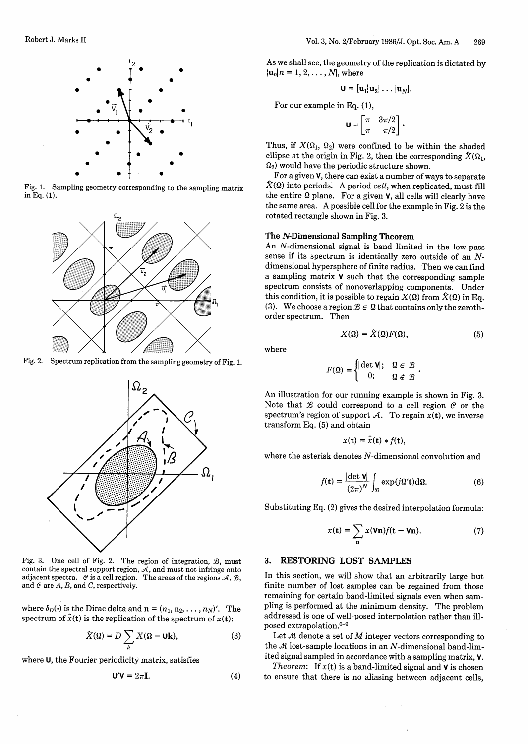Fig. 1. Sampling geometry corresponding to the sampling matrix in Eq. (1).

Fig. 2. Spectrum replication from the sampling geometry of Fig. 1.

Fig. 3. One cell of Fig. 2. The region of integration, $\mathcal{B}$, must contain the spectral support region, $\mathcal{A}$, and must not infringe onto adjacent spectra. $\mathcal{C}$ is a cell region. The areas of the regions $\mathcal{A}$, $\mathcal{B}$, and $\mathcal{C}$ are $A$, $B$, and $C$, respectively.

where $\delta_D(\cdot)$ is the Dirac delta and $\mathbf{n} = (n_1, n_2, \ldots, n_N)'$. The spectrum of $\hat{x}(\mathbf{t})$ is the replication of the spectrum of $x(\mathbf{t})$:

$$\hat{X}(\Omega) = D \sum_{k} X(\Omega - \mathbf{U}\mathbf{k}), \tag{3}$$

where $\mathbf{U}$, the Fourier periodicity matrix, satisfies

$$\mathbf{U}'\mathbf{V} = 2\pi\mathbf{I}. \tag{4}$$

As we shall see, the geometry of the replication is dictated by $\{\mathbf{u}_n | n = 1, 2, \ldots, N\}$, where

$$\mathbf{U} = [\mathbf{u}_1 | \mathbf{u}_2 | \ldots | \mathbf{u}_N].$$

For our example in Eq. (1),

$$\mathbf{U} = \begin{bmatrix} \pi & 3\pi/2 \\ \pi & \pi/2 \end{bmatrix}.$$

Thus, if $X(\Omega_1, \Omega_2)$ were confined to be within the shaded ellipse at the origin in Fig. 2, then the corresponding $\hat{X}(\Omega_1, \Omega_2)$ would have the periodic structure shown.

For a given $\mathbf{V}$, there can exist a number of ways to separate $\hat{X}(\Omega)$ into periods. A period *cell*, when replicated, must fill the entire $\Omega$ plane. For a given $\mathbf{V}$, all cells will clearly have the same area. A possible cell for the example in Fig. 2 is the rotated rectangle shown in Fig. 3.

### The *N*-Dimensional Sampling Theorem

An $N$-dimensional signal is band limited in the low-pass sense if its spectrum is identically zero outside of an $N$-dimensional hypersphere of finite radius. Then we can find a sampling matrix $\mathbf{V}$ such that the corresponding sample spectrum consists of nonoverlapping components. Under this condition, it is possible to regain $X(\Omega)$ from $\hat{X}(\Omega)$ in Eq. (3). We choose a region $\mathcal{B} \in \Omega$ that contains only the zeroth-order spectrum. Then

$$X(\Omega) = \hat{X}(\Omega)F(\Omega), \tag{5}$$

where

$$F(\Omega) = \begin{cases} |\det \mathbf{V}|; & \Omega \in \mathcal{B} \\ 0; & \Omega \notin \mathcal{B} \end{cases}.$$

An illustration for our running example is shown in Fig. 3. Note that $\mathcal{B}$ could correspond to a cell region $\mathcal{C}$ or the spectrum's region of support $\mathcal{A}$. To regain $x(\mathbf{t})$, we inverse transform Eq. (5) and obtain

$$x(\mathbf{t}) = \hat{x}(\mathbf{t}) * f(\mathbf{t}),$$

where the asterisk denotes $N$-dimensional convolution and

$$f(\mathbf{t}) = \frac{|\det \mathbf{V}|}{(2\pi)^N} \int_{\mathcal{B}} \exp(j\Omega'\mathbf{t})d\Omega. \tag{6}$$

Substituting Eq. (2) gives the desired interpolation formula:

$$x(\mathbf{t}) = \sum_{\mathbf{n}} x(\mathbf{V}\mathbf{n})f(\mathbf{t} - \mathbf{V}\mathbf{n}). \tag{7}$$

## 3. RESTORING LOST SAMPLES

In this section, we will show that an arbitrarily large but finite number of lost samples can be regained from those remaining for certain band-limited signals even when sampling is performed at the minimum density. The problem addressed is one of well-posed interpolation rather than ill-posed extrapolation.[6-9]

Let $\mathcal{M}$ denote a set of $M$ integer vectors corresponding to the $\mathcal{M}$ lost-sample locations in an $N$-dimensional band-limited signal sampled in accordance with a sampling matrix, $\mathbf{V}$.

*Theorem*: If $x(\mathbf{t})$ is a band-limited signal and $\mathbf{V}$ is chosen to ensure that there is no aliasing between adjacent cells,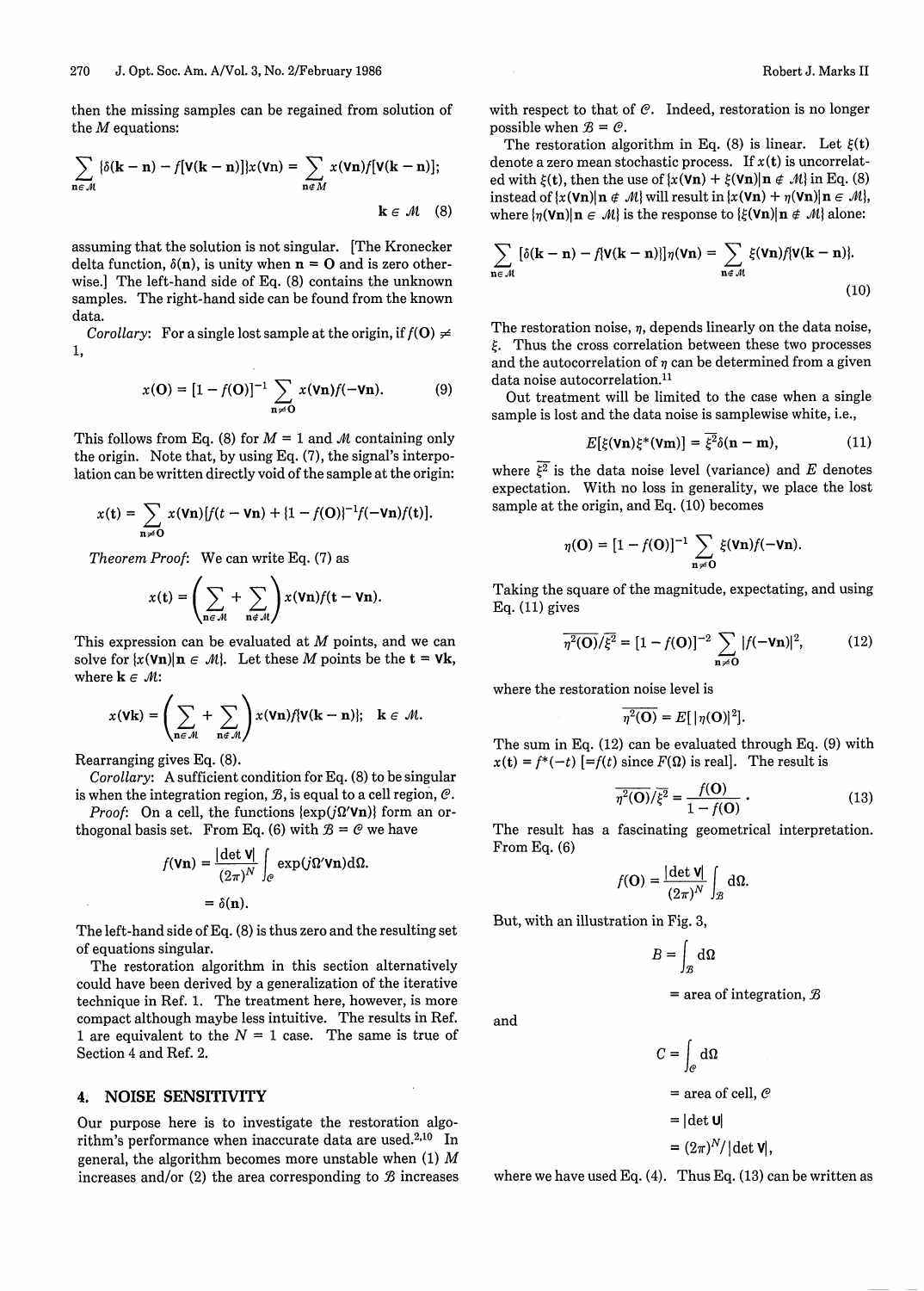then the missing samples can be regained from solution of the $M$ equations:

$$\sum_{\mathbf{n}\in \mathcal{M}} \{\delta(\mathbf{k}-\mathbf{n}) - f[\mathbf{V}(\mathbf{k}-\mathbf{n})]\}x(\mathbf{V}\mathbf{n}) = \sum_{\mathbf{n}\notin M} x(\mathbf{V}\mathbf{n})f[\mathbf{V}(\mathbf{k}-\mathbf{n})];$$
$$\mathbf{k}\in \mathcal{M} \quad (8)$$

assuming that the solution is not singular. [The Kronecker delta function, $\delta(\mathbf{n})$, is unity when $\mathbf{n} = \mathbf{O}$ and is zero otherwise.] The left-hand side of Eq. (8) contains the unknown samples. The right-hand side can be found from the known data.

*Corollary*: For a single lost sample at the origin, if $f(\mathbf{O}) \neq 1$,

$$x(\mathbf{O}) = [1 - f(\mathbf{O})]^{-1} \sum_{\mathbf{n}\neq \mathbf{O}} x(\mathbf{V}\mathbf{n})f(-\mathbf{V}\mathbf{n}). \quad (9)$$

This follows from Eq. (8) for $M = 1$ and $\mathcal{M}$ containing only the origin. Note that, by using Eq. (7), the signal's interpolation can be written directly void of the sample at the origin:

$$x(t) = \sum_{\mathbf{n}\neq \mathbf{O}} x(\mathbf{V}\mathbf{n})[f(t-\mathbf{V}\mathbf{n}) + \{1 - f(\mathbf{O})\}^{-1} f(-\mathbf{V}\mathbf{n})f(\mathbf{t})].$$

*Theorem Proof*: We can write Eq. (7) as

$$x(t) = \left(\sum_{\mathbf{n}\in \mathcal{M}} + \sum_{\mathbf{n}\notin \mathcal{M}}\right) x(\mathbf{V}\mathbf{n})f(\mathbf{t}-\mathbf{V}\mathbf{n}).$$

This expression can be evaluated at $M$ points, and we can solve for $\{x(\mathbf{V}\mathbf{n})|\mathbf{n}\in \mathcal{M}\}$. Let these $M$ points be the $\mathbf{t} = \mathbf{V}\mathbf{k}$, where $\mathbf{k}\in \mathcal{M}$:

$$x(\mathbf{V}\mathbf{k}) = \left(\sum_{\mathbf{n}\in \mathcal{M}} + \sum_{\mathbf{n}\notin \mathcal{M}}\right) x(\mathbf{V}\mathbf{n})f\{\mathbf{V}(\mathbf{k}-\mathbf{n})\}; \quad \mathbf{k}\in \mathcal{M}.$$

Rearranging gives Eq. (8).

*Corollary*: A sufficient condition for Eq. (8) to be singular is when the integration region, $\mathcal{B}$, is equal to a cell region, $\mathcal{C}$.

*Proof*: On a cell, the functions $\{\exp(j\Omega'\mathbf{V}\mathbf{n})\}$ form an orthogonal basis set. From Eq. (6) with $\mathcal{B} = \mathcal{C}$ we have

$$f(\mathbf{V}\mathbf{n}) = \frac{|\det \mathbf{V}|}{(2\pi)^N}\int_{\mathcal{C}} \exp(j\Omega'\mathbf{V}\mathbf{n})d\Omega.$$
$$= \delta(\mathbf{n}).$$

The left-hand side of Eq. (8) is thus zero and the resulting set of equations singular.

The restoration algorithm in this section alternatively could have been derived by a generalization of the iterative technique in Ref. 1. The treatment here, however, is more compact although maybe less intuitive. The results in Ref. 1 are equivalent to the $N = 1$ case. The same is true of Section 4 and Ref. 2.

## 4. NOISE SENSITIVITY

Our purpose here is to investigate the restoration algorithm's performance when inaccurate data are used.[2,10] In general, the algorithm becomes more unstable when (1) $M$ increases and/or (2) the area corresponding to $\mathcal{B}$ increases with respect to that of $\mathcal{C}$. Indeed, restoration is no longer possible when $\mathcal{B} = \mathcal{C}$.

The restoration algorithm in Eq. (8) is linear. Let $\xi(t)$ denote a zero mean stochastic process. If $x(\mathbf{t})$ is uncorrelated with $\xi(t)$, then the use of $\{x(\mathbf{V}\mathbf{n}) + \xi(\mathbf{V}\mathbf{n})|\mathbf{n}\notin \mathcal{M}\}$ in Eq. (8) instead of $\{x(\mathbf{V}\mathbf{n})|\mathbf{n}\notin \mathcal{M}\}$ will result in $\{x(\mathbf{V}\mathbf{n}) + \eta(\mathbf{V}\mathbf{n})|\mathbf{n}\in \mathcal{M}\}$, where $\{\eta(\mathbf{V}\mathbf{n})|\mathbf{n}\in \mathcal{M}\}$ is the response to $\{\xi(\mathbf{V}\mathbf{n})|\mathbf{n}\notin \mathcal{M}\}$ alone:

$$\sum_{\mathbf{n}\in \mathcal{M}} [\delta(\mathbf{k}-\mathbf{n}) - f\{\mathbf{V}(\mathbf{k}-\mathbf{n})\}]\eta(\mathbf{V}\mathbf{n}) = \sum_{\mathbf{n}\notin \mathcal{M}} \xi(\mathbf{V}\mathbf{n})f\{\mathbf{V}(\mathbf{k}-\mathbf{n})\}. \quad (10)$$

The restoration noise, $\eta$, depends linearly on the data noise, $\xi$. Thus the cross correlation between these two processes and the autocorrelation of $\eta$ can be determined from a given data noise autocorrelation.[11]

Out treatment will be limited to the case when a single sample is lost and the data noise is samplewise white, i.e.,

$$E[\xi(\mathbf{V}\mathbf{n})\xi^*(\mathbf{V}\mathbf{m})] = \overline{\xi^2}\delta(\mathbf{n}-\mathbf{m}), \quad (11)$$

where $\overline{\xi^2}$ is the data noise level (variance) and $E$ denotes expectation. With no loss in generality, we place the lost sample at the origin, and Eq. (10) becomes

$$\eta(\mathbf{O}) = [1 - f(\mathbf{O})]^{-1} \sum_{\mathbf{n}\neq \mathbf{O}} \xi(\mathbf{V}\mathbf{n})f(-\mathbf{V}\mathbf{n}).$$

Taking the square of the magnitude, expectating, and using Eq. (11) gives

$$\overline{\eta^2(\mathbf{O})}/\overline{\xi^2} = [1 - f(\mathbf{O})]^{-2} \sum_{\mathbf{n}\neq \mathbf{O}} |f(-\mathbf{V}\mathbf{n})|^2, \quad (12)$$

where the restoration noise level is

$$\overline{\eta^2(\mathbf{O})} = E[|\eta(\mathbf{O})|^2].$$

The sum in Eq. (12) can be evaluated through Eq. (9) with $x(t) = f^*(-t)$ $[=f(t)$ since $F(\Omega)$ is real]. The result is

$$\overline{\eta^2(\mathbf{O})}/\overline{\xi^2} = \frac{f(\mathbf{O})}{1 - f(\mathbf{O})}. \quad (13)$$

The result has a fascinating geometrical interpretation. From Eq. (6)

$$f(\mathbf{O}) = \frac{|\det \mathbf{V}|}{(2\pi)^N}\int_{\mathcal{B}} d\Omega.$$

But, with an illustration in Fig. 3,

$$B = \int_{\mathcal{B}} d\Omega$$
$$= \text{area of integration, } \mathcal{B}$$

and

$$C = \int_{\mathcal{C}} d\Omega$$
$$= \text{area of cell, } \mathcal{C}$$
$$= |\det \mathbf{U}|$$
$$= (2\pi)^N/|\det \mathbf{V}|,$$

where we have used Eq. (4). Thus Eq. (13) can be written as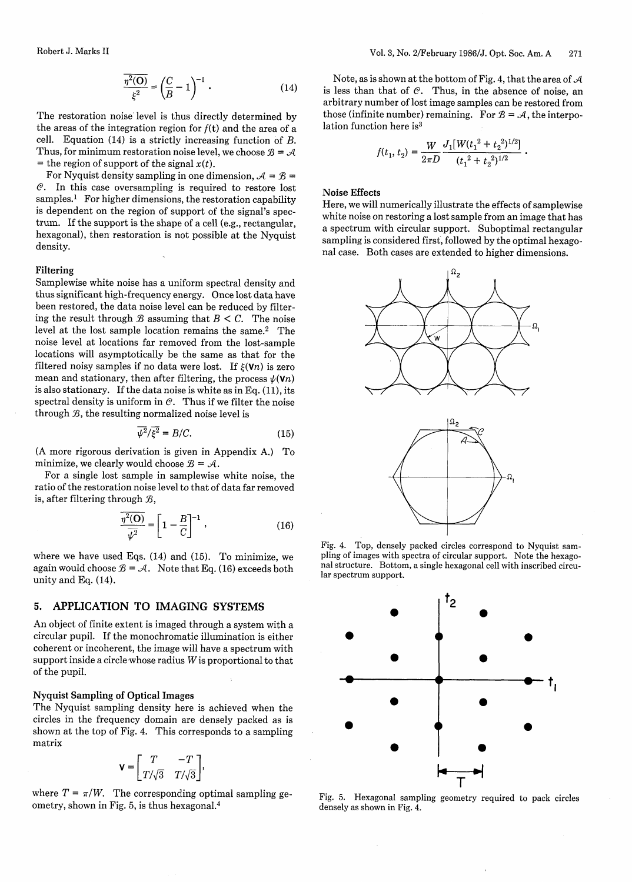$$\frac{\overline{\eta^2(\mathbf{0})}}{\overline{\xi^2}} = \left(\frac{C}{B} - 1\right)^{-1}. \tag{14}$$

The restoration noise level is thus directly determined by the areas of the integration region for $f(\mathbf{t})$ and the area of a cell. Equation (14) is a strictly increasing function of $B$. Thus, for minimum restoration noise level, we choose $\mathcal{B} = \mathcal{A}$ = the region of support of the signal $x(t)$.

For Nyquist density sampling in one dimension, $\mathcal{A} = \mathcal{B} = \mathcal{C}$. In this case oversampling is required to restore lost samples.[1] For higher dimensions, the restoration capability is dependent on the region of support of the signal's spectrum. If the support is the shape of a cell (e.g., rectangular, hexagonal), then restoration is not possible at the Nyquist density.

### Filtering

Samplewise white noise has a uniform spectral density and thus significant high-frequency energy. Once lost data have been restored, the data noise level can be reduced by filtering the result through $\mathcal{B}$ assuming that $B < C$. The noise level at the lost sample location remains the same.[2] The noise level at locations far removed from the lost-sample locations will asymptotically be the same as that for the filtered noisy samples if no data were lost. If $\xi(\mathbf{V}n)$ is zero mean and stationary, then after filtering, the process $\psi(\mathbf{V}n)$ is also stationary. If the data noise is white as in Eq. (11), its spectral density is uniform in $\mathcal{C}$. Thus if we filter the noise through $\mathcal{B}$, the resulting normalized noise level is

$$\overline{\psi^2}/\overline{\xi^2} = B/C. \tag{15}$$

(A more rigorous derivation is given in Appendix A.) To minimize, we clearly would choose $\mathcal{B} = \mathcal{A}$.

For a single lost sample in samplewise white noise, the ratio of the restoration noise level to that of data far removed is, after filtering through $\mathcal{B}$,

$$\frac{\overline{\eta^2(\mathbf{0})}}{\overline{\psi^2}} = \left[1 - \frac{B}{C}\right]^{-1}, \tag{16}$$

where we have used Eqs. (14) and (15). To minimize, we again would choose $\mathcal{B} = \mathcal{A}$. Note that Eq. (16) exceeds both unity and Eq. (14).

## 5. APPLICATION TO IMAGING SYSTEMS

An object of finite extent is imaged through a system with a circular pupil. If the monochromatic illumination is either coherent or incoherent, the image will have a spectrum with support inside a circle whose radius $W$ is proportional to that of the pupil.

### Nyquist Sampling of Optical Images

The Nyquist sampling density here is achieved when the circles in the frequency domain are densely packed as is shown at the top of Fig. 4. This corresponds to a sampling matrix

$$\mathbf{V} = \begin{bmatrix} T & -T \\ T/\sqrt{3} & T/\sqrt{3} \end{bmatrix},$$

where $T = \pi/W$. The corresponding optimal sampling geometry, shown in Fig. 5, is thus hexagonal.[4]

Note, as is shown at the bottom of Fig. 4, that the area of $\mathcal{A}$ is less than that of $\mathcal{C}$. Thus, in the absence of noise, an arbitrary number of lost image samples can be restored from those (infinite number) remaining. For $\mathcal{B} = \mathcal{A}$, the interpolation function here is[3]

$$f(t_1, t_2) = \frac{W}{2\pi D} \frac{J_1[W(t_1^2 + t_2^2)^{1/2}]}{(t_1^2 + t_2^2)^{1/2}}.$$

### Noise Effects

Here, we will numerically illustrate the effects of samplewise white noise on restoring a lost sample from an image that has a spectrum with circular support. Suboptimal rectangular sampling is considered first, followed by the optimal hexagonal case. Both cases are extended to higher dimensions.

Fig. 4. Top, densely packed circles correspond to Nyquist sampling of images with spectra of circular support. Note the hexagonal structure. Bottom, a single hexagonal cell with inscribed circular spectrum support.

Fig. 5. Hexagonal sampling geometry required to pack circles densely as shown in Fig. 4.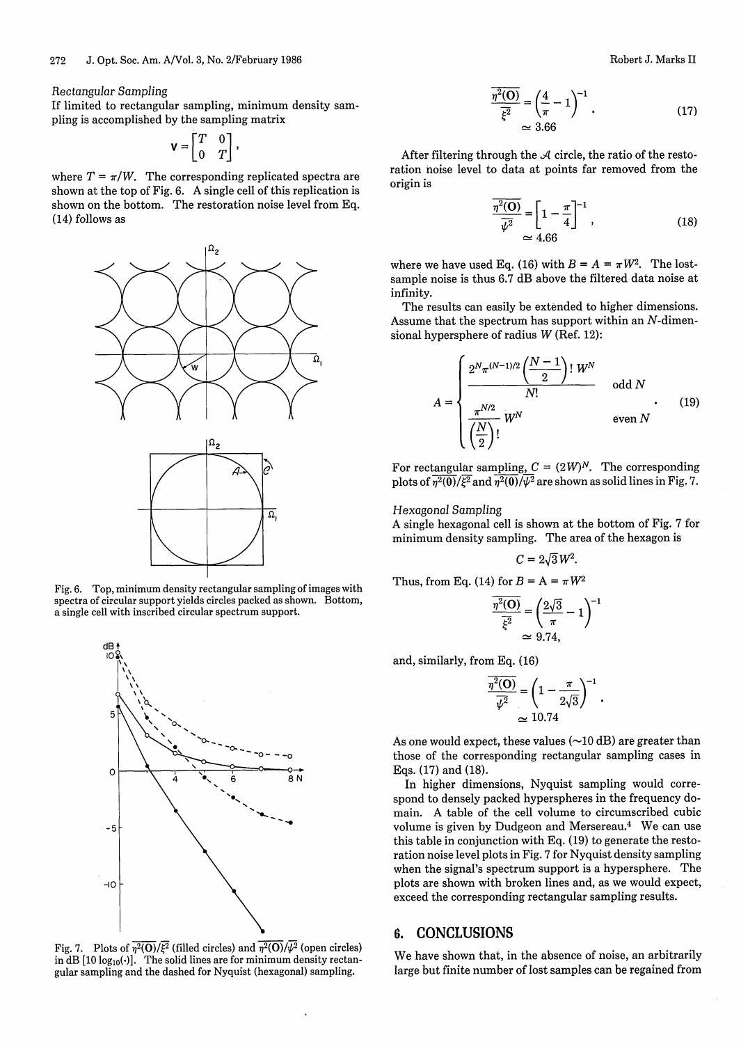*Rectangular Sampling*

If limited to rectangular sampling, minimum density sampling is accomplished by the sampling matrix

$$\mathbf{V} = \begin{bmatrix} T & 0 \\ 0 & T \end{bmatrix},$$

where $T = \pi/W$. The corresponding replicated spectra are shown at the top of Fig. 6. A single cell of this replication is shown on the bottom. The restoration noise level from Eq. (14) follows as

Fig. 6. Top, minimum density rectangular sampling of images with spectra of circular support yields circles packed as shown. Bottom, a single cell with inscribed circular spectrum support.

Fig. 7. Plots of $\overline{\eta^2(\mathbf{O})}/\overline{\xi^2}$ (filled circles) and $\overline{\eta^2(\mathbf{O})}/\overline{\psi^2}$ (open circles) in dB [$10 \log_{10}(\cdot)$]. The solid lines are for minimum density rectangular sampling and the dashed for Nyquist (hexagonal) sampling.

$$\frac{\overline{\eta^2(\mathbf{O})}}{\overline{\xi^2}} = \left(\frac{4}{\pi} - 1\right)^{-1} \simeq 3.66 \tag{17}$$

After filtering through the $\mathscr{A}$ circle, the ratio of the restoration noise level to data at points far removed from the origin is

$$\frac{\overline{\eta^2(\mathbf{O})}}{\overline{\psi^2}} = \left[1 - \frac{\pi}{4}\right]^{-1} \simeq 4.66 \tag{18}$$

where we have used Eq. (16) with $B = A = \pi W^2$. The lost-sample noise is thus 6.7 dB above the filtered data noise at infinity.

The results can easily be extended to higher dimensions. Assume that the spectrum has support within an $N$-dimensional hypersphere of radius $W$ (Ref. 12):

$$A = \begin{cases} \dfrac{2^N \pi^{(N-1)/2} \left(\dfrac{N-1}{2}\right)! \, W^N}{N!} & \text{odd } N \\[2ex] \dfrac{\pi^{N/2}}{\left(\dfrac{N}{2}\right)!} W^N & \text{even } N \end{cases} \tag{19}$$

For rectangular sampling, $C = (2W)^N$. The corresponding plots of $\overline{\eta^2(\mathbf{O})}/\overline{\xi^2}$ and $\overline{\eta^2(\mathbf{O})}/\overline{\psi^2}$ are shown as solid lines in Fig. 7.

*Hexagonal Sampling*

A single hexagonal cell is shown at the bottom of Fig. 7 for minimum density sampling. The area of the hexagon is

$$C = 2\sqrt{3}W^2.$$

Thus, from Eq. (14) for $B = A = \pi W^2$

$$\frac{\overline{\eta^2(\mathbf{O})}}{\overline{\xi^2}} = \left(\frac{2\sqrt{3}}{\pi} - 1\right)^{-1} \simeq 9.74,$$

and, similarly, from Eq. (16)

$$\frac{\overline{\eta^2(\mathbf{O})}}{\overline{\psi^2}} = \left(1 - \frac{\pi}{2\sqrt{3}}\right)^{-1} \simeq 10.74$$

As one would expect, these values (~10 dB) are greater than those of the corresponding rectangular sampling cases in Eqs. (17) and (18).

In higher dimensions, Nyquist sampling would correspond to densely packed hyperspheres in the frequency domain. A table of the cell volume to circumscribed cubic volume is given by Dudgeon and Mersereau.[4] We can use this table in conjunction with Eq. (19) to generate the restoration noise level plots in Fig. 7 for Nyquist density sampling when the signal's spectrum support is a hypersphere. The plots are shown with broken lines and, as we would expect, exceed the corresponding rectangular sampling results.

## 6. CONCLUSIONS

We have shown that, in the absence of noise, an arbitrarily large but finite number of lost samples can be regained from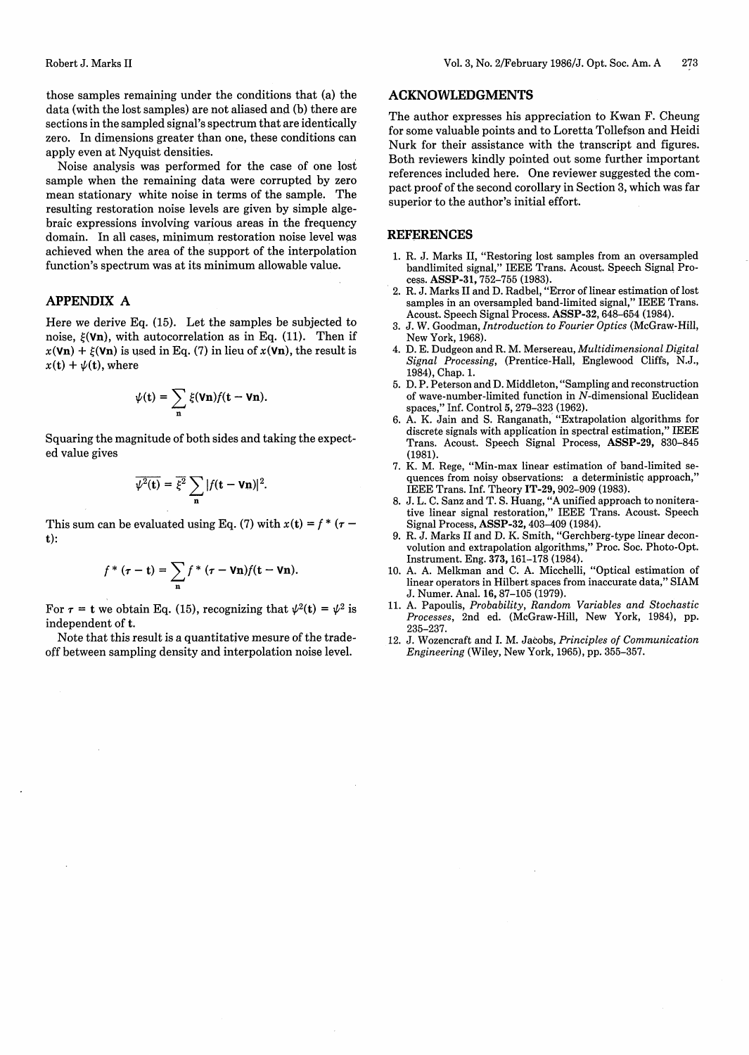those samples remaining under the conditions that (a) the data (with the lost samples) are not aliased and (b) there are sections in the sampled signal's spectrum that are identically zero. In dimensions greater than one, these conditions can apply even at Nyquist densities.

Noise analysis was performed for the case of one lost sample when the remaining data were corrupted by zero mean stationary white noise in terms of the sample. The resulting restoration noise levels are given by simple algebraic expressions involving various areas in the frequency domain. In all cases, minimum restoration noise level was achieved when the area of the support of the interpolation function's spectrum was at its minimum allowable value.

## APPENDIX A

Here we derive Eq. (15). Let the samples be subjected to noise, $\xi(\mathbf{Vn})$, with autocorrelation as in Eq. (11). Then if $x(\mathbf{Vn}) + \xi(\mathbf{Vn})$ is used in Eq. (7) in lieu of $x(\mathbf{Vn})$, the result is $x(\mathbf{t}) + \psi(\mathbf{t})$, where

$$\psi(\mathbf{t}) = \sum_{\mathbf{n}} \xi(\mathbf{Vn}) f(\mathbf{t} - \mathbf{Vn}).$$

Squaring the magnitude of both sides and taking the expected value gives

$$\overline{\psi^2(\mathbf{t})} = \overline{\xi^2} \sum_{\mathbf{n}} |f(\mathbf{t} - \mathbf{Vn})|^2.$$

This sum can be evaluated using Eq. (7) with $x(\mathbf{t}) = f^*(\boldsymbol{\tau} - \mathbf{t})$:

$$f^*(\boldsymbol{\tau} - \mathbf{t}) = \sum_{\mathbf{n}} f^*(\boldsymbol{\tau} - \mathbf{Vn}) f(\mathbf{t} - \mathbf{Vn}).$$

For $\boldsymbol{\tau} = \mathbf{t}$ we obtain Eq. (15), recognizing that $\overline{\psi^2(\mathbf{t})} = \overline{\psi^2}$ is independent of $\mathbf{t}$.

Note that this result is a quantitative mesure of the tradeoff between sampling density and interpolation noise level.

## ACKNOWLEDGMENTS

The author expresses his appreciation to Kwan F. Cheung for some valuable points and to Loretta Tollefson and Heidi Nurk for their assistance with the transcript and figures. Both reviewers kindly pointed out some further important references included here. One reviewer suggested the compact proof of the second corollary in Section 3, which was far superior to the author's initial effort.

## REFERENCES

1. R. J. Marks II, "Restoring lost samples from an oversampled bandlimited signal," IEEE Trans. Acoust. Speech Signal Process. **ASSP-31,** 752–755 (1983).
2. R. J. Marks II and D. Radbel, "Error of linear estimation of lost samples in an oversampled band-limited signal," IEEE Trans. Acoust. Speech Signal Process. **ASSP-32,** 648–654 (1984).
3. J. W. Goodman, *Introduction to Fourier Optics* (McGraw-Hill, New York, 1968).
4. D. E. Dudgeon and R. M. Mersereau, *Multidimensional Digital Signal Processing,* (Prentice-Hall, Englewood Cliffs, N.J., 1984), Chap. 1.
5. D. P. Peterson and D. Middleton, "Sampling and reconstruction of wave-number-limited function in N-dimensional Euclidean spaces," Inf. Control **5,** 279–323 (1962).
6. A. K. Jain and S. Ranganath, "Extrapolation algorithms for discrete signals with application in spectral estimation," IEEE Trans. Acoust. Speech Signal Process, **ASSP-29,** 830–845 (1981).
7. K. M. Rege, "Min-max linear estimation of band-limited sequences from noisy observations: a deterministic approach," IEEE Trans. Inf. Theory **IT-29,** 902–909 (1983).
8. J. L. C. Sanz and T. S. Huang, "A unified approach to noniterative linear signal restoration," IEEE Trans. Acoust. Speech Signal Process, **ASSP-32,** 403–409 (1984).
9. R. J. Marks II and D. K. Smith, "Gerchberg-type linear deconvolution and extrapolation algorithms," Proc. Soc. Photo-Opt. Instrument. Eng. **373,** 161–178 (1984).
10. A. A. Melkman and C. A. Micchelli, "Optical estimation of linear operators in Hilbert spaces from inaccurate data," SIAM J. Numer. Anal. **16,** 87–105 (1979).
11. A. Papoulis, *Probability, Random Variables and Stochastic Processes,* 2nd ed. (McGraw-Hill, New York, 1984), pp. 235–237.
12. J. Wozencraft and I. M. Jacobs, *Principles of Communication Engineering* (Wiley, New York, 1965), pp. 355–357.